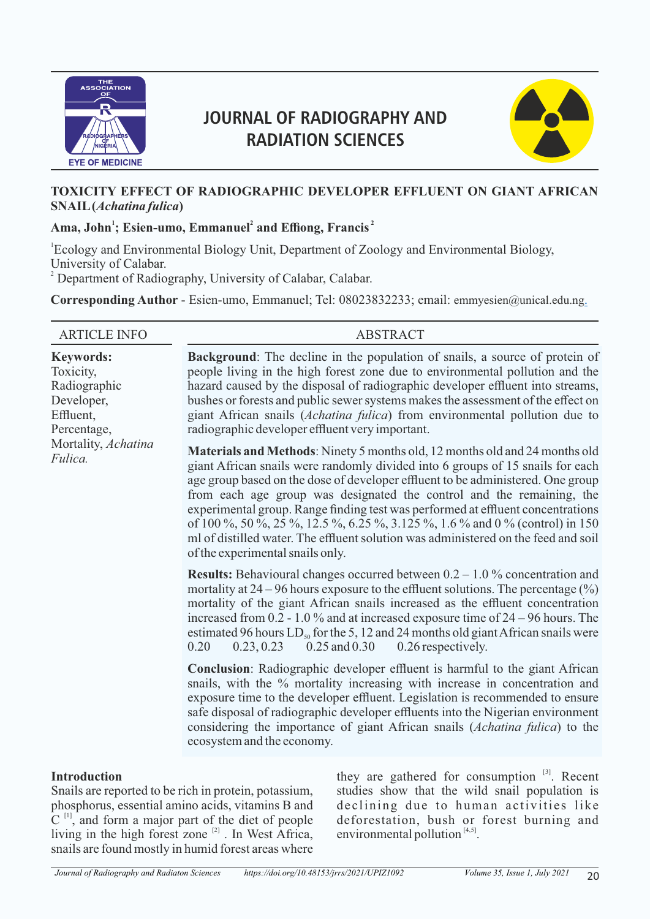# JOURNAL OF RADIOGRAPHY AND RADIATION SCIENCES

## TOXICITY EFFECT OF RADIOGRAPHIC DEVELOPER EFFLUENT ON GIANT AFRICAN SNAIL (*Achatina fulica*)

**Ama, John[1]; Esien-umo, Emmanuel[2] and Effiong, Francis[2]**

[1]Ecology and Environmental Biology Unit, Department of Zoology and Environmental Biology, University of Calabar.

[2] Department of Radiography, University of Calabar, Calabar.

**Corresponding Author** - Esien-umo, Emmanuel; Tel: 08023832233; email: emmyesien@unical.edu.ng.

ARTICLE INFO

**Keywords:** Toxicity, Radiographic Developer, Effluent, Percentage, Mortality, *Achatina Fulica.*

ABSTRACT

**Background**: The decline in the population of snails, a source of protein of people living in the high forest zone due to environmental pollution and the hazard caused by the disposal of radiographic developer effluent into streams, bushes or forests and public sewer systems makes the assessment of the effect on giant African snails (*Achatina fulica*) from environmental pollution due to radiographic developer effluent very important.

**Materials and Methods**: Ninety 5 months old, 12 months old and 24 months old giant African snails were randomly divided into 6 groups of 15 snails for each age group based on the dose of developer effluent to be administered. One group from each age group was designated the control and the remaining, the experimental group. Range finding test was performed at effluent concentrations of 100 %, 50 %, 25 %, 12.5 %, 6.25 %, 3.125 %, 1.6 % and 0 % (control) in 150 ml of distilled water. The effluent solution was administered on the feed and soil of the experimental snails only.

**Results:** Behavioural changes occurred between 0.2 – 1.0 % concentration and mortality at 24 – 96 hours exposure to the effluent solutions. The percentage (%) mortality of the giant African snails increased as the effluent concentration increased from 0.2 - 1.0 % and at increased exposure time of 24 – 96 hours. The estimated 96 hours $LD_{50}$ for the 5, 12 and 24 months old giant African snails were 0.20 0.23, 0.23 0.25 and 0.30 0.26 respectively.

**Conclusion**: Radiographic developer effluent is harmful to the giant African snails, with the % mortality increasing with increase in concentration and exposure time to the developer effluent. Legislation is recommended to ensure safe disposal of radiographic developer effluents into the Nigerian environment considering the importance of giant African snails (*Achatina fulica*) to the ecosystem and the economy.

### Introduction

Snails are reported to be rich in protein, potassium, phosphorus, essential amino acids, vitamins B and C [1], and form a major part of the diet of people living in the high forest zone [2]. In West Africa, snails are found mostly in humid forest areas where they are gathered for consumption [3]. Recent studies show that the wild snail population is declining due to human activities like deforestation, bush or forest burning and environmental pollution [4,5].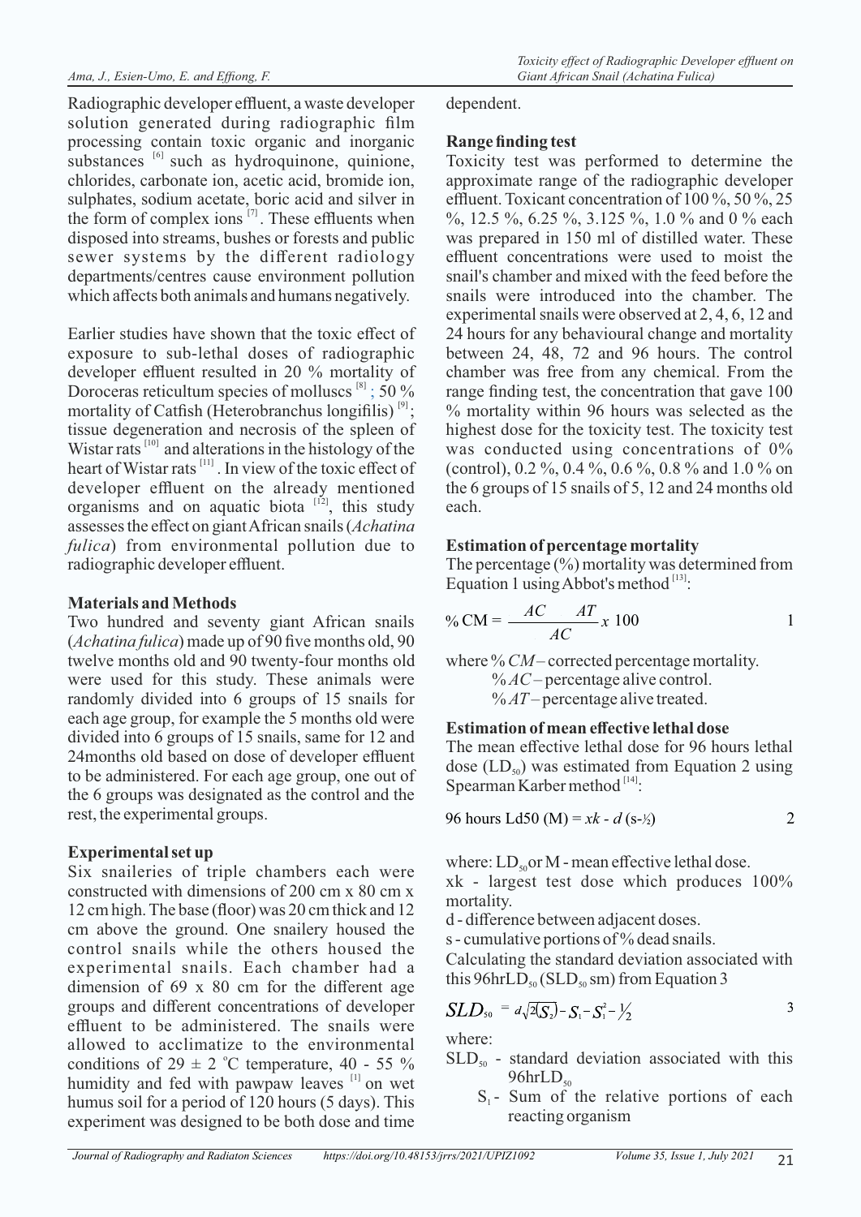Radiographic developer effluent, a waste developer solution generated during radiographic film processing contain toxic organic and inorganic substances [6] such as hydroquinone, quinione, chlorides, carbonate ion, acetic acid, bromide ion, sulphates, sodium acetate, boric acid and silver in the form of complex ions [7]. These effluents when disposed into streams, bushes or forests and public sewer systems by the different radiology departments/centres cause environment pollution which affects both animals and humans negatively.

Earlier studies have shown that the toxic effect of exposure to sub-lethal doses of radiographic developer effluent resulted in 20 % mortality of Doroceras reticultum species of molluscs [8] ; 50 % mortality of Catfish (Heterobranchus longifilis) [9]; tissue degeneration and necrosis of the spleen of Wistar rats [10] and alterations in the histology of the heart of Wistar rats [11] . In view of the toxic effect of developer effluent on the already mentioned organisms and on aquatic biota [12], this study assesses the effect on giant African snails (*Achatina fulica*) from environmental pollution due to radiographic developer effluent.

## Materials and Methods

Two hundred and seventy giant African snails (*Achatina fulica*) made up of 90 five months old, 90 twelve months old and 90 twenty-four months old were used for this study. These animals were randomly divided into 6 groups of 15 snails for each age group, for example the 5 months old were divided into 6 groups of 15 snails, same for 12 and 24months old based on dose of developer effluent to be administered. For each age group, one out of the 6 groups was designated as the control and the rest, the experimental groups.

### Experimental set up

Six snaileries of triple chambers each were constructed with dimensions of 200 cm x 80 cm x 12 cm high. The base (floor) was 20 cm thick and 12 cm above the ground. One snailery housed the control snails while the others housed the experimental snails. Each chamber had a dimension of 69 x 80 cm for the different age groups and different concentrations of developer effluent to be administered. The snails were allowed to acclimatize to the environmental conditions of 29 ± 2 °C temperature, 40 - 55 % humidity and fed with pawpaw leaves [1] on wet humus soil for a period of 120 hours (5 days). This experiment was designed to be both dose and time dependent.

### Range finding test

Toxicity test was performed to determine the approximate range of the radiographic developer effluent. Toxicant concentration of 100 %, 50 %, 25 %, 12.5 %, 6.25 %, 3.125 %, 1.0 % and 0 % each was prepared in 150 ml of distilled water. These effluent concentrations were used to moist the snail's chamber and mixed with the feed before the snails were introduced into the chamber. The experimental snails were observed at 2, 4, 6, 12 and 24 hours for any behavioural change and mortality between 24, 48, 72 and 96 hours. The control chamber was free from any chemical. From the range finding test, the concentration that gave 100 % mortality within 96 hours was selected as the highest dose for the toxicity test. The toxicity test was conducted using concentrations of 0% (control), 0.2 %, 0.4 %, 0.6 %, 0.8 % and 1.0 % on the 6 groups of 15 snails of 5, 12 and 24 months old each.

### Estimation of percentage mortality

The percentage (%) mortality was determined from Equation 1 using Abbot's method [13]:

$$\% \text{CM} = \frac{AC \quad AT}{AC} x \ 100 \qquad 1$$

where $\% CM$ – corrected percentage mortality.
$\% AC$ – percentage alive control.
$\% AT$ – percentage alive treated.

### Estimation of mean effective lethal dose

The mean effective lethal dose for 96 hours lethal dose ($LD_{50}$) was estimated from Equation 2 using Spearman Karber method [14]:

$$96 \text{ hours Ld50 (M)} = xk - d\,(s\text{-}½) \qquad 2$$

where: $LD_{50}$ or M - mean effective lethal dose.
xk - largest test dose which produces 100% mortality.
d - difference between adjacent doses.
s - cumulative portions of % dead snails.
Calculating the standard deviation associated with this 96hr$LD_{50}$ ($SLD_{50}$ sm) from Equation 3

$$SLD_{50} = d\sqrt{2(S_2) - S_1 - S_1^2 - ½} \qquad 3$$

where:
$SLD_{50}$ - standard deviation associated with this 96hr$LD_{50}$
$S_1$ - Sum of the relative portions of each reacting organism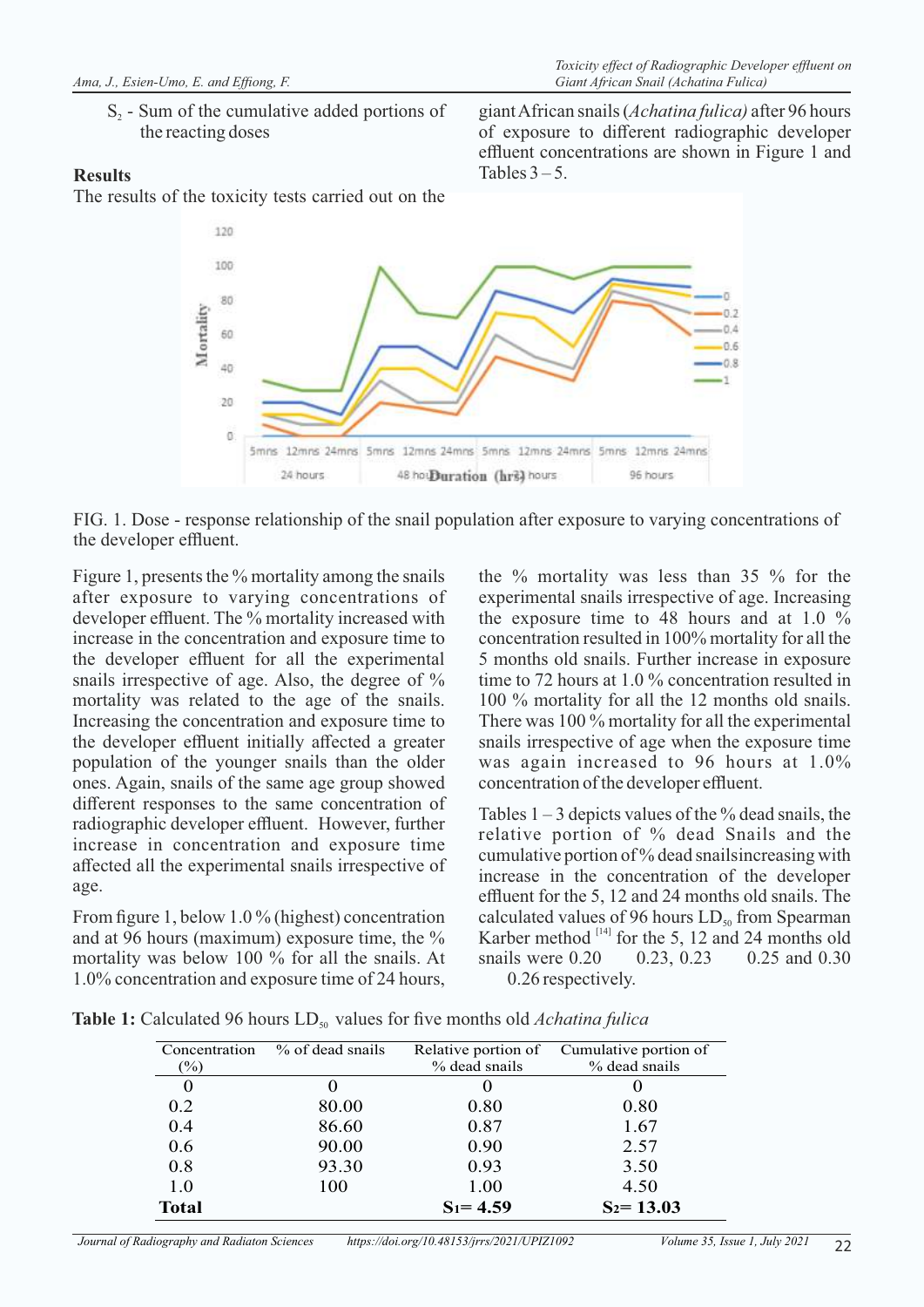$S_2$ - Sum of the cumulative added portions of the reacting doses

## Results

The results of the toxicity tests carried out on the giant African snails (*Achatina fulica)* after 96 hours of exposure to different radiographic developer effluent concentrations are shown in Figure 1 and Tables 3 – 5.

FIG. 1. Dose - response relationship of the snail population after exposure to varying concentrations of the developer effluent.

Figure 1, presents the % mortality among the snails after exposure to varying concentrations of developer effluent. The % mortality increased with increase in the concentration and exposure time to the developer effluent for all the experimental snails irrespective of age. Also, the degree of % mortality was related to the age of the snails. Increasing the concentration and exposure time to the developer effluent initially affected a greater population of the younger snails than the older ones. Again, snails of the same age group showed different responses to the same concentration of radiographic developer effluent. However, further increase in concentration and exposure time affected all the experimental snails irrespective of age.

From figure 1, below 1.0 % (highest) concentration and at 96 hours (maximum) exposure time, the % mortality was below 100 % for all the snails. At 1.0% concentration and exposure time of 24 hours, the % mortality was less than 35 % for the experimental snails irrespective of age. Increasing the exposure time to 48 hours and at 1.0 % concentration resulted in 100% mortality for all the 5 months old snails. Further increase in exposure time to 72 hours at 1.0 % concentration resulted in 100 % mortality for all the 12 months old snails. There was 100 % mortality for all the experimental snails irrespective of age when the exposure time was again increased to 96 hours at 1.0% concentration of the developer effluent.

Tables 1 – 3 depicts values of the % dead snails, the relative portion of % dead Snails and the cumulative portion of % dead snailsincreasing with increase in the concentration of the developer effluent for the 5, 12 and 24 months old snails. The calculated values of 96 hours $LD_{50}$ from Spearman Karber method [14] for the 5, 12 and 24 months old snails were 0.20 0.23, 0.23 0.25 and 0.30 0.26 respectively.

**Table 1:** Calculated 96 hours $LD_{50}$ values for five months old *Achatina fulica*

| Concentration (%) | % of dead snails | Relative portion of % dead snails | Cumulative portion of % dead snails |
|---|---|---|---|
| 0 | 0 | 0 | 0 |
| 0.2 | 80.00 | 0.80 | 0.80 |
| 0.4 | 86.60 | 0.87 | 1.67 |
| 0.6 | 90.00 | 0.90 | 2.57 |
| 0.8 | 93.30 | 0.93 | 3.50 |
| 1.0 | 100 | 1.00 | 4.50 |
| **Total** | | **$S_1$= 4.59** | **$S_2$= 13.03** |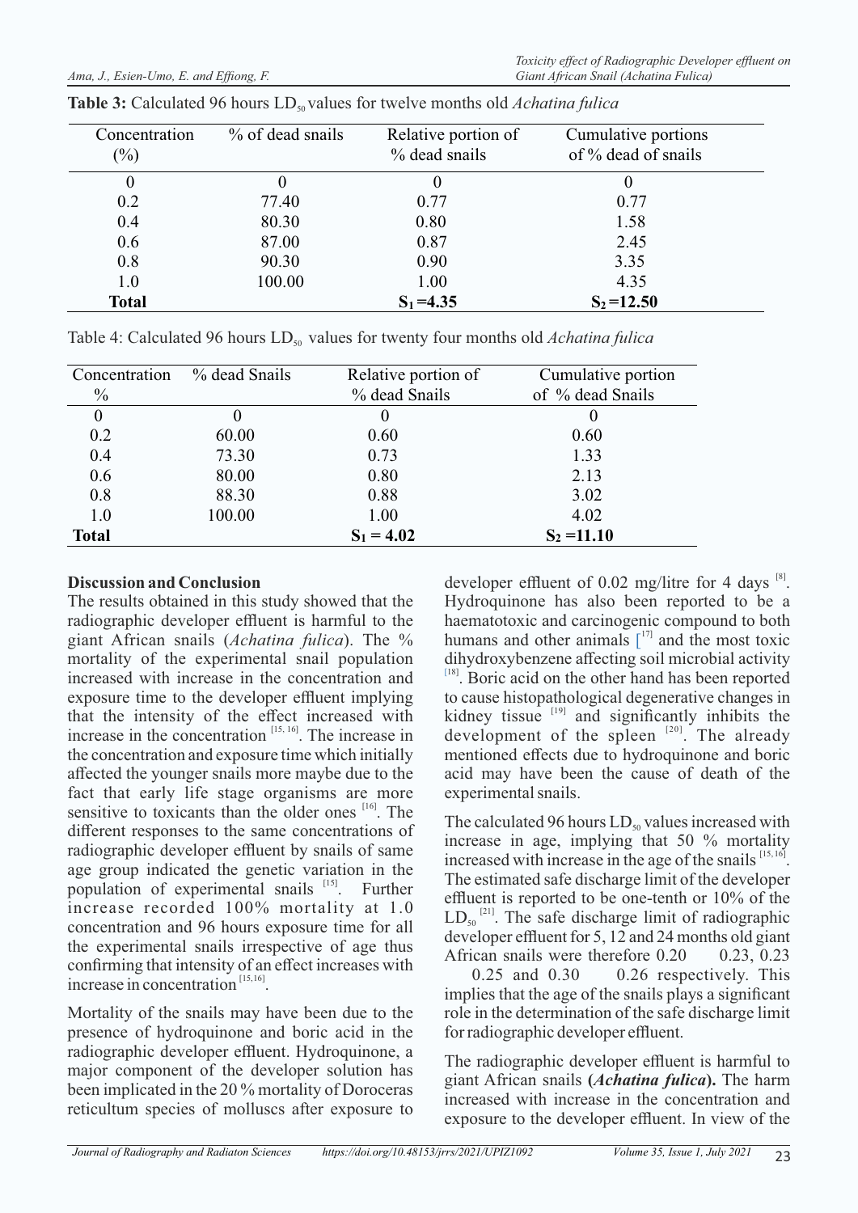**Table 3:** Calculated 96 hours $LD_{50}$ values for twelve months old *Achatina fulica*

| Concentration (%) | % of dead snails | Relative portion of % dead snails | Cumulative portions of % dead of snails |
|---|---|---|---|
| 0 | 0 | 0 | 0 |
| 0.2 | 77.40 | 0.77 | 0.77 |
| 0.4 | 80.30 | 0.80 | 1.58 |
| 0.6 | 87.00 | 0.87 | 2.45 |
| 0.8 | 90.30 | 0.90 | 3.35 |
| 1.0 | 100.00 | 1.00 | 4.35 |
| **Total** | | **$S_1$ =4.35** | **$S_2$ =12.50** |

Table 4: Calculated 96 hours $LD_{50}$ values for twenty four months old *Achatina fulica*

| Concentration % | % dead Snails | Relative portion of % dead Snails | Cumulative portion of % dead Snails |
|---|---|---|---|
| 0 | 0 | 0 | 0 |
| 0.2 | 60.00 | 0.60 | 0.60 |
| 0.4 | 73.30 | 0.73 | 1.33 |
| 0.6 | 80.00 | 0.80 | 2.13 |
| 0.8 | 88.30 | 0.88 | 3.02 |
| 1.0 | 100.00 | 1.00 | 4.02 |
| **Total** | | **$S_1$ = 4.02** | **$S_2$ =11.10** |

## Discussion and Conclusion

The results obtained in this study showed that the radiographic developer effluent is harmful to the giant African snails (*Achatina fulica*). The % mortality of the experimental snail population increased with increase in the concentration and exposure time to the developer effluent implying that the intensity of the effect increased with increase in the concentration [15, 16]. The increase in the concentration and exposure time which initially affected the younger snails more maybe due to the fact that early life stage organisms are more sensitive to toxicants than the older ones [16]. The different responses to the same concentrations of radiographic developer effluent by snails of same age group indicated the genetic variation in the population of experimental snails [15]. Further increase recorded 100% mortality at 1.0 concentration and 96 hours exposure time for all the experimental snails irrespective of age thus confirming that intensity of an effect increases with increase in concentration [15,16].

Mortality of the snails may have been due to the presence of hydroquinone and boric acid in the radiographic developer effluent. Hydroquinone, a major component of the developer solution has been implicated in the 20 % mortality of Doroceras reticultum species of molluscs after exposure to developer effluent of 0.02 mg/litre for 4 days [8]. Hydroquinone has also been reported to be a haematotoxic and carcinogenic compound to both humans and other animals [17] and the most toxic dihydroxybenzene affecting soil microbial activity [18]. Boric acid on the other hand has been reported to cause histopathological degenerative changes in kidney tissue [19] and significantly inhibits the development of the spleen [20]. The already mentioned effects due to hydroquinone and boric acid may have been the cause of death of the experimental snails.

The calculated 96 hours $LD_{50}$ values increased with increase in age, implying that 50 % mortality increased with increase in the age of the snails [15,16]. The estimated safe discharge limit of the developer effluent is reported to be one-tenth or 10% of the $LD_{50}$ [21]. The safe discharge limit of radiographic developer effluent for 5, 12 and 24 months old giant African snails were therefore 0.20   0.23, 0.23   0.25 and 0.30   0.26 respectively. This implies that the age of the snails plays a significant role in the determination of the safe discharge limit for radiographic developer effluent.

The radiographic developer effluent is harmful to giant African snails (***Achatina fulica***)**.** The harm increased with increase in the concentration and exposure to the developer effluent. In view of the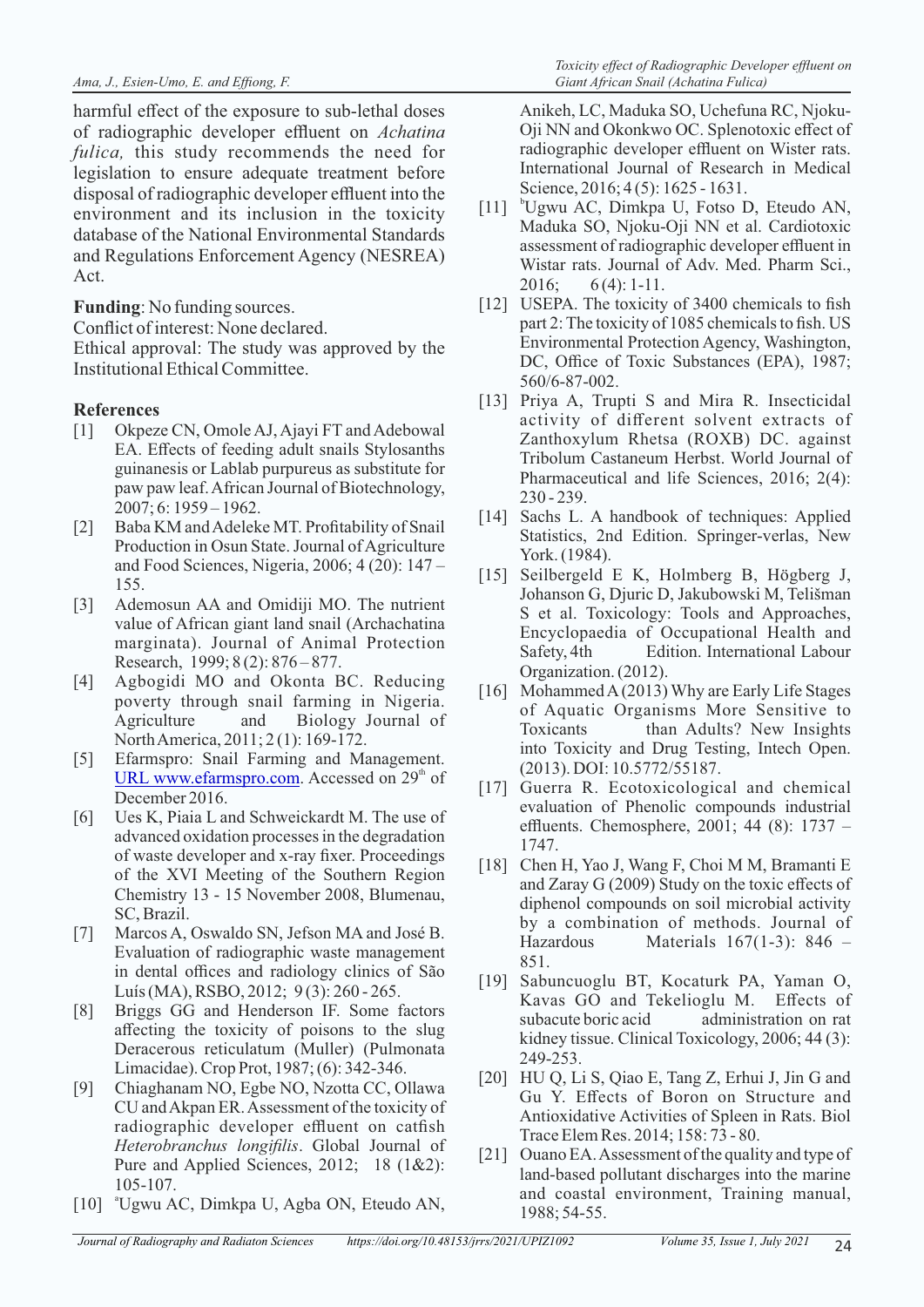harmful effect of the exposure to sub-lethal doses of radiographic developer effluent on *Achatina fulica,* this study recommends the need for legislation to ensure adequate treatment before disposal of radiographic developer effluent into the environment and its inclusion in the toxicity database of the National Environmental Standards and Regulations Enforcement Agency (NESREA) Act.

**Funding**: No funding sources.

Conflict of interest: None declared.

Ethical approval: The study was approved by the Institutional Ethical Committee.

## References

[1] Okpeze CN, Omole AJ, Ajayi FT and Adebowal EA. Effects of feeding adult snails Stylosanths guinanesis or Lablab purpureus as substitute for paw paw leaf. African Journal of Biotechnology, 2007; 6: 1959 – 1962.

[2] Baba KM and Adeleke MT. Profitability of Snail Production in Osun State. Journal of Agriculture and Food Sciences, Nigeria, 2006; 4 (20): 147 – 155.

[3] Ademosun AA and Omidiji MO. The nutrient value of African giant land snail (Archachatina marginata). Journal of Animal Protection Research, 1999; 8 (2): 876 – 877.

[4] Agbogidi MO and Okonta BC. Reducing poverty through snail farming in Nigeria. Agriculture and Biology Journal of North America, 2011; 2 (1): 169-172.

[5] Efarmspro: Snail Farming and Management. URL www.efarmspro.com. Accessed on 29th of December 2016.

[6] Ues K, Piaia L and Schweickardt M. The use of advanced oxidation processes in the degradation of waste developer and x-ray fixer. Proceedings of the XVI Meeting of the Southern Region Chemistry 13 - 15 November 2008, Blumenau, SC, Brazil.

[7] Marcos A, Oswaldo SN, Jefson MA and José B. Evaluation of radiographic waste management in dental offices and radiology clinics of São Luís (MA), RSBO, 2012; 9 (3): 260 - 265.

[8] Briggs GG and Henderson IF. Some factors affecting the toxicity of poisons to the slug Deracerous reticulatum (Muller) (Pulmonata Limacidae). Crop Prot, 1987; (6): 342-346.

[9] Chiaghanam NO, Egbe NO, Nzotta CC, Ollawa CU and Akpan ER. Assessment of the toxicity of radiographic developer effluent on catfish *Heterobranchus longifilis*. Global Journal of Pure and Applied Sciences, 2012; 18 (1&2): 105-107.

[10] [a]Ugwu AC, Dimkpa U, Agba ON, Eteudo AN, Anikeh, LC, Maduka SO, Uchefuna RC, Njoku-Oji NN and Okonkwo OC. Splenotoxic effect of radiographic developer effluent on Wister rats. International Journal of Research in Medical Science, 2016; 4 (5): 1625 - 1631.

[11] [b]Ugwu AC, Dimkpa U, Fotso D, Eteudo AN, Maduka SO, Njoku-Oji NN et al. Cardiotoxic assessment of radiographic developer effluent in Wistar rats. Journal of Adv. Med. Pharm Sci., 2016; 6 (4): 1-11.

[12] USEPA. The toxicity of 3400 chemicals to fish part 2: The toxicity of 1085 chemicals to fish. US Environmental Protection Agency, Washington, DC, Office of Toxic Substances (EPA), 1987; 560/6-87-002.

[13] Priya A, Trupti S and Mira R. Insecticidal activity of different solvent extracts of Zanthoxylum Rhetsa (ROXB) DC. against Tribolum Castaneum Herbst. World Journal of Pharmaceutical and life Sciences, 2016; 2(4): 230 - 239.

[14] Sachs L. A handbook of techniques: Applied Statistics, 2nd Edition. Springer-verlas, New York. (1984).

[15] Seilbergeld E K, Holmberg B, Högberg J, Johanson G, Djuric D, Jakubowski M, Telišman S et al. Toxicology: Tools and Approaches, Encyclopaedia of Occupational Health and Safety, 4th Edition. International Labour Organization. (2012).

[16] Mohammed A (2013) Why are Early Life Stages of Aquatic Organisms More Sensitive to Toxicants than Adults? New Insights into Toxicity and Drug Testing, Intech Open. (2013). DOI: 10.5772/55187.

[17] Guerra R. Ecotoxicological and chemical evaluation of Phenolic compounds industrial effluents. Chemosphere, 2001; 44 (8): 1737 – 1747.

[18] Chen H, Yao J, Wang F, Choi M M, Bramanti E and Zaray G (2009) Study on the toxic effects of diphenol compounds on soil microbial activity by a combination of methods. Journal of Hazardous Materials 167(1-3): 846 – 851.

[19] Sabuncuoglu BT, Kocaturk PA, Yaman O, Kavas GO and Tekelioglu M. Effects of subacute boric acid administration on rat kidney tissue. Clinical Toxicology, 2006; 44 (3): 249-253.

[20] HU Q, Li S, Qiao E, Tang Z, Erhui J, Jin G and Gu Y. Effects of Boron on Structure and Antioxidative Activities of Spleen in Rats. Biol Trace Elem Res. 2014; 158: 73 - 80.

[21] Ouano EA. Assessment of the quality and type of land-based pollutant discharges into the marine and coastal environment, Training manual, 1988; 54-55.